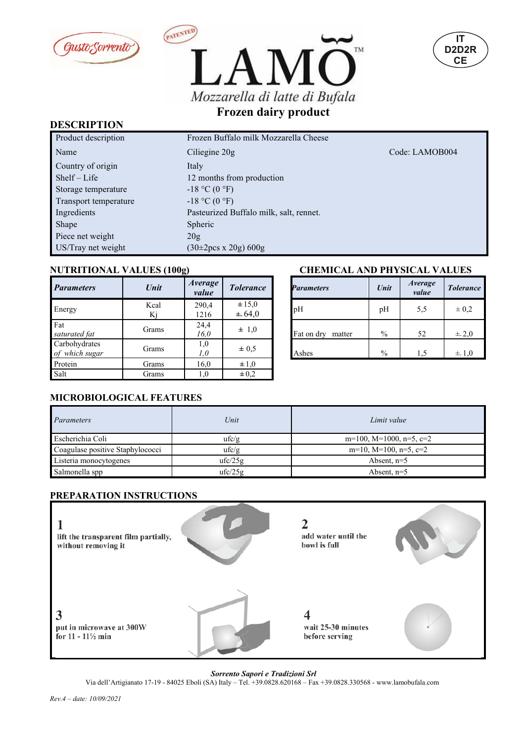GustoSorrento

PATENTED

# LAMO™

*Mozzarella di latte di Bufala*

IT
D2D2R
CE

## Frozen dairy product

## DESCRIPTION

| | | |
|---|---|---|
| Product description | Frozen Buffalo milk Mozzarella Cheese | |
| Name | Ciliegine 20g | Code: LAMOB004 |
| Country of origin | Italy | |
| Shelf – Life | 12 months from production | |
| Storage temperature | -18 °C (0 °F) | |
| Transport temperature | -18 °C (0 °F) | |
| Ingredients | Pasteurized Buffalo milk, salt, rennet. | |
| Shape | Spheric | |
| Piece net weight | 20g | |
| US/Tray net weight | (30±2pcs x 20g) 600g | |

## NUTRITIONAL VALUES (100g)

| *Parameters* | *Unit* | *Average value* | *Tolerance* |
|---|---|---|---|
| Energy | Kcal<br>Kj | 290,4<br>1216 | ±15,0<br>±64,0 |
| Fat<br>*saturated fat* | Grams | 24,4<br>*16,0* | ± 1,0 |
| Carbohydrates<br>*of which sugar* | Grams | 1,0<br>*1,0* | ± 0,5 |
| Protein | Grams | 16,0 | ±1,0 |
| Salt | Grams | 1,0 | ±0,2 |

## CHEMICAL AND PHYSICAL VALUES

| *Parameters* | *Unit* | *Average value* | *Tolerance* |
|---|---|---|---|
| pH | pH | 5,5 | ± 0,2 |
| Fat on dry matter | % | 52 | ± 2,0 |
| Ashes | % | 1,5 | ± 1,0 |

## MICROBIOLOGICAL FEATURES

| *Parameters* | *Unit* | *Limit value* |
|---|---|---|
| Escherichia Coli | ufc/g | m=100, M=1000, n=5, c=2 |
| Coagulase positive Staphylococci | ufc/g | m=10, M=100, n=5, c=2 |
| Listeria monocytogenes | ufc/25g | Absent, n=5 |
| Salmonella spp | ufc/25g | Absent, n=5 |

## PREPARATION INSTRUCTIONS

**1** lift the transparent film partially, without removing it

**2** add water until the bowl is full

**3** put in microwave at 300W for 11 - 11½ min

**4** wait 25-30 minutes before serving

*Sorrento Sapori e Tradizioni Srl*
Via dell'Artigianato 17-19 - 84025 Eboli (SA) Italy – Tel. +39.0828.620168 – Fax +39.0828.330568 - www.lamobufala.com

*Rev.4 – date: 10/09/2021*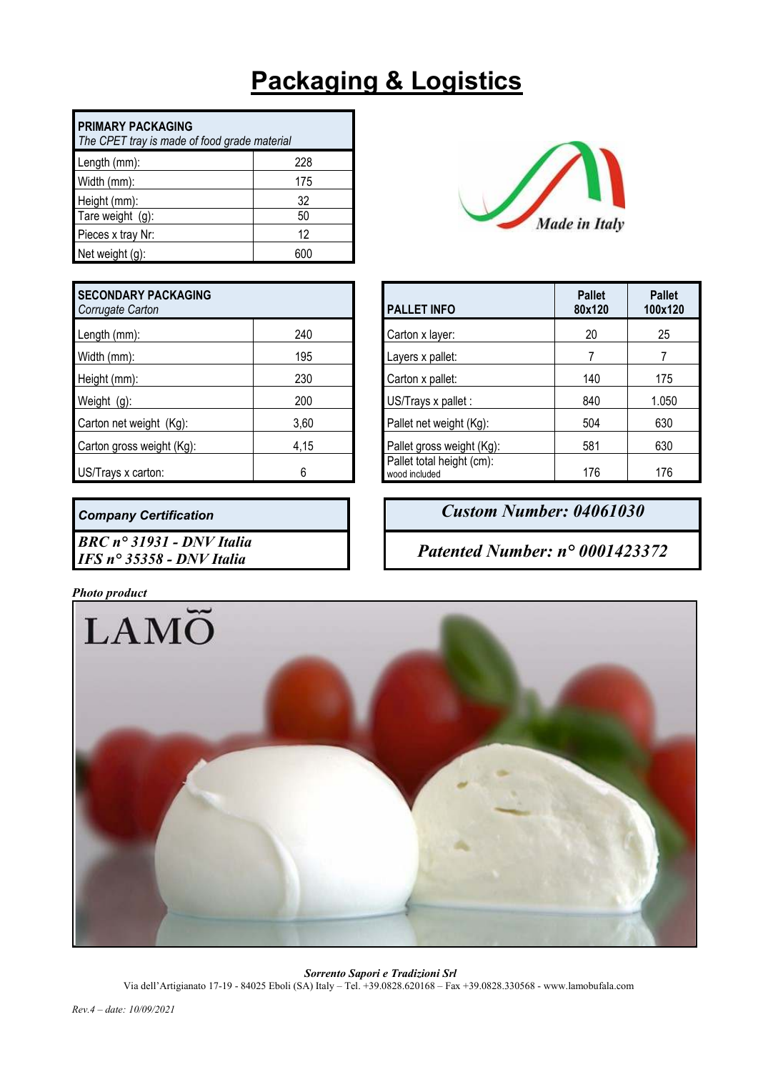# Packaging & Logistics

| **PRIMARY PACKAGING** *The CPET tray is made of food grade material* | |
|---|---|
| Length (mm): | 228 |
| Width (mm): | 175 |
| Height (mm): | 32 |
| Tare weight (g): | 50 |
| Pieces x tray Nr: | 12 |
| Net weight (g): | 600 |

Made in Italy

| **SECONDARY PACKAGING** *Corrugate Carton* | |
|---|---|
| Length (mm): | 240 |
| Width (mm): | 195 |
| Height (mm): | 230 |
| Weight (g): | 200 |
| Carton net weight (Kg): | 3,60 |
| Carton gross weight (Kg): | 4,15 |
| US/Trays x carton: | 6 |

| **PALLET INFO** | **Pallet 80x120** | **Pallet 100x120** |
|---|---|---|
| Carton x layer: | 20 | 25 |
| Layers x pallet: | 7 | 7 |
| Carton x pallet: | 140 | 175 |
| US/Trays x pallet : | 840 | 1.050 |
| Pallet net weight (Kg): | 504 | 630 |
| Pallet gross weight (Kg): | 581 | 630 |
| Pallet total height (cm): wood included | 176 | 176 |

***Company Certification***

***BRC n° 31931 - DNV Italia***
***IFS n° 35358 - DNV Italia***

***Custom Number: 04061030***

***Patented Number: n° 0001423372***

***Photo product***

***Sorrento Sapori e Tradizioni Srl***
Via dell'Artigianato 17-19 - 84025 Eboli (SA) Italy – Tel. +39.0828.620168 – Fax +39.0828.330568 - www.lamobufala.com

*Rev.4 – date: 10/09/2021*